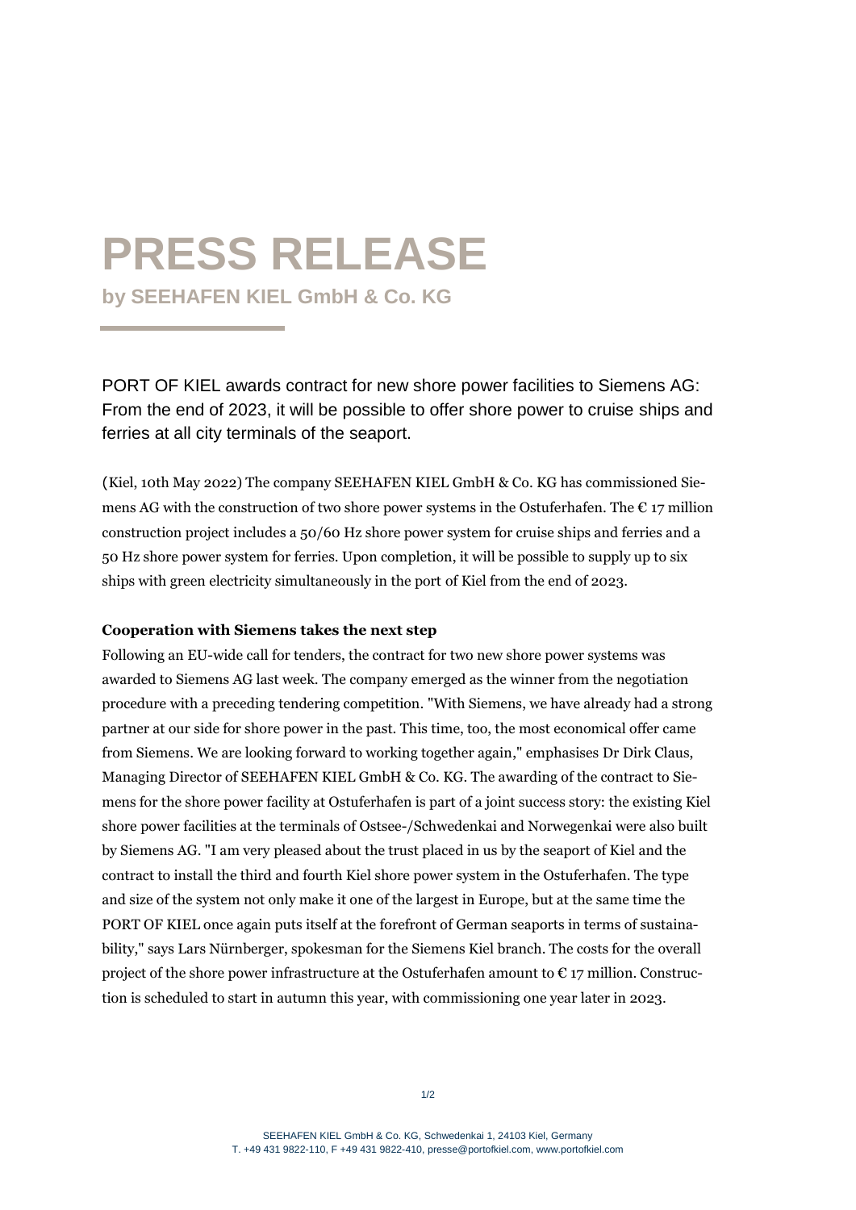# PRESS RELEASE

## by SEEHAFEN KIEL GmbH & Co. KG

PORT OF KIEL awards contract for new shore power facilities to Siemens AG: From the end of 2023, it will be possible to offer shore power to cruise ships and ferries at all city terminals of the seaport.

(Kiel, 10th May 2022) The company SEEHAFEN KIEL GmbH & Co. KG has commissioned Siemens AG with the construction of two shore power systems in the Ostuferhafen. The € 17 million construction project includes a 50/60 Hz shore power system for cruise ships and ferries and a 50 Hz shore power system for ferries. Upon completion, it will be possible to supply up to six ships with green electricity simultaneously in the port of Kiel from the end of 2023.

**Cooperation with Siemens takes the next step**

Following an EU-wide call for tenders, the contract for two new shore power systems was awarded to Siemens AG last week. The company emerged as the winner from the negotiation procedure with a preceding tendering competition. "With Siemens, we have already had a strong partner at our side for shore power in the past. This time, too, the most economical offer came from Siemens. We are looking forward to working together again," emphasises Dr Dirk Claus, Managing Director of SEEHAFEN KIEL GmbH & Co. KG. The awarding of the contract to Siemens for the shore power facility at Ostuferhafen is part of a joint success story: the existing Kiel shore power facilities at the terminals of Ostsee-/Schwedenkai and Norwegenkai were also built by Siemens AG. "I am very pleased about the trust placed in us by the seaport of Kiel and the contract to install the third and fourth Kiel shore power system in the Ostuferhafen. The type and size of the system not only make it one of the largest in Europe, but at the same time the PORT OF KIEL once again puts itself at the forefront of German seaports in terms of sustainability," says Lars Nürnberger, spokesman for the Siemens Kiel branch. The costs for the overall project of the shore power infrastructure at the Ostuferhafen amount to € 17 million. Construction is scheduled to start in autumn this year, with commissioning one year later in 2023.

SEEHAFEN KIEL GmbH & Co. KG, Schwedenkai 1, 24103 Kiel, Germany
T. +49 431 9822-110, F +49 431 9822-410, presse@portofkiel.com, www.portofkiel.com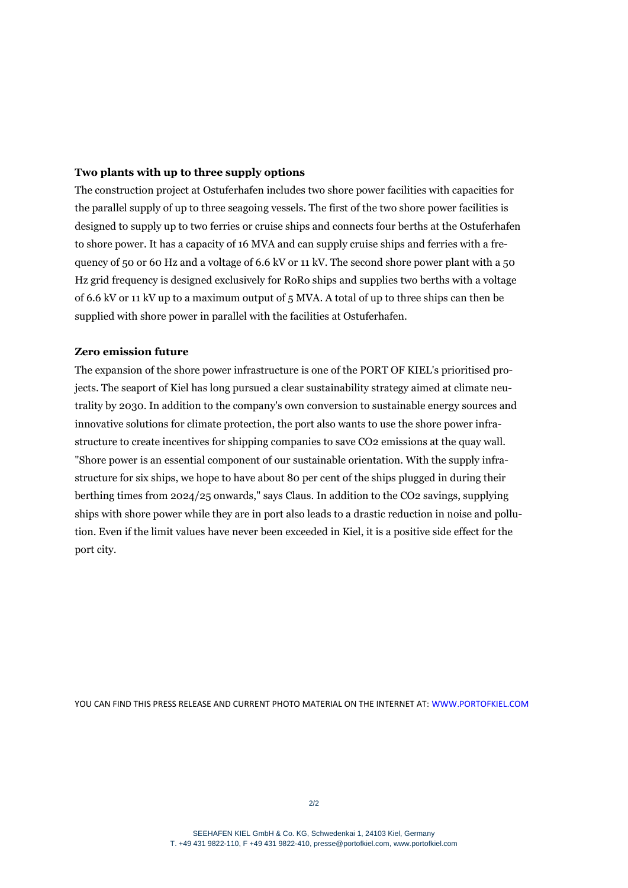**Two plants with up to three supply options**

The construction project at Ostuferhafen includes two shore power facilities with capacities for the parallel supply of up to three seagoing vessels. The first of the two shore power facilities is designed to supply up to two ferries or cruise ships and connects four berths at the Ostuferhafen to shore power. It has a capacity of 16 MVA and can supply cruise ships and ferries with a frequency of 50 or 60 Hz and a voltage of 6.6 kV or 11 kV. The second shore power plant with a 50 Hz grid frequency is designed exclusively for RoRo ships and supplies two berths with a voltage of 6.6 kV or 11 kV up to a maximum output of 5 MVA. A total of up to three ships can then be supplied with shore power in parallel with the facilities at Ostuferhafen.

**Zero emission future**

The expansion of the shore power infrastructure is one of the PORT OF KIEL's prioritised projects. The seaport of Kiel has long pursued a clear sustainability strategy aimed at climate neutrality by 2030. In addition to the company's own conversion to sustainable energy sources and innovative solutions for climate protection, the port also wants to use the shore power infrastructure to create incentives for shipping companies to save $CO_2$ emissions at the quay wall. "Shore power is an essential component of our sustainable orientation. With the supply infrastructure for six ships, we hope to have about 80 per cent of the ships plugged in during their berthing times from 2024/25 onwards," says Claus. In addition to the $CO_2$ savings, supplying ships with shore power while they are in port also leads to a drastic reduction in noise and pollution. Even if the limit values have never been exceeded in Kiel, it is a positive side effect for the port city.

YOU CAN FIND THIS PRESS RELEASE AND CURRENT PHOTO MATERIAL ON THE INTERNET AT: WWW.PORTOFKIEL.COM

SEEHAFEN KIEL GmbH & Co. KG, Schwedenkai 1, 24103 Kiel, Germany
T. +49 431 9822-110, F +49 431 9822-410, presse@portofkiel.com, www.portofkiel.com